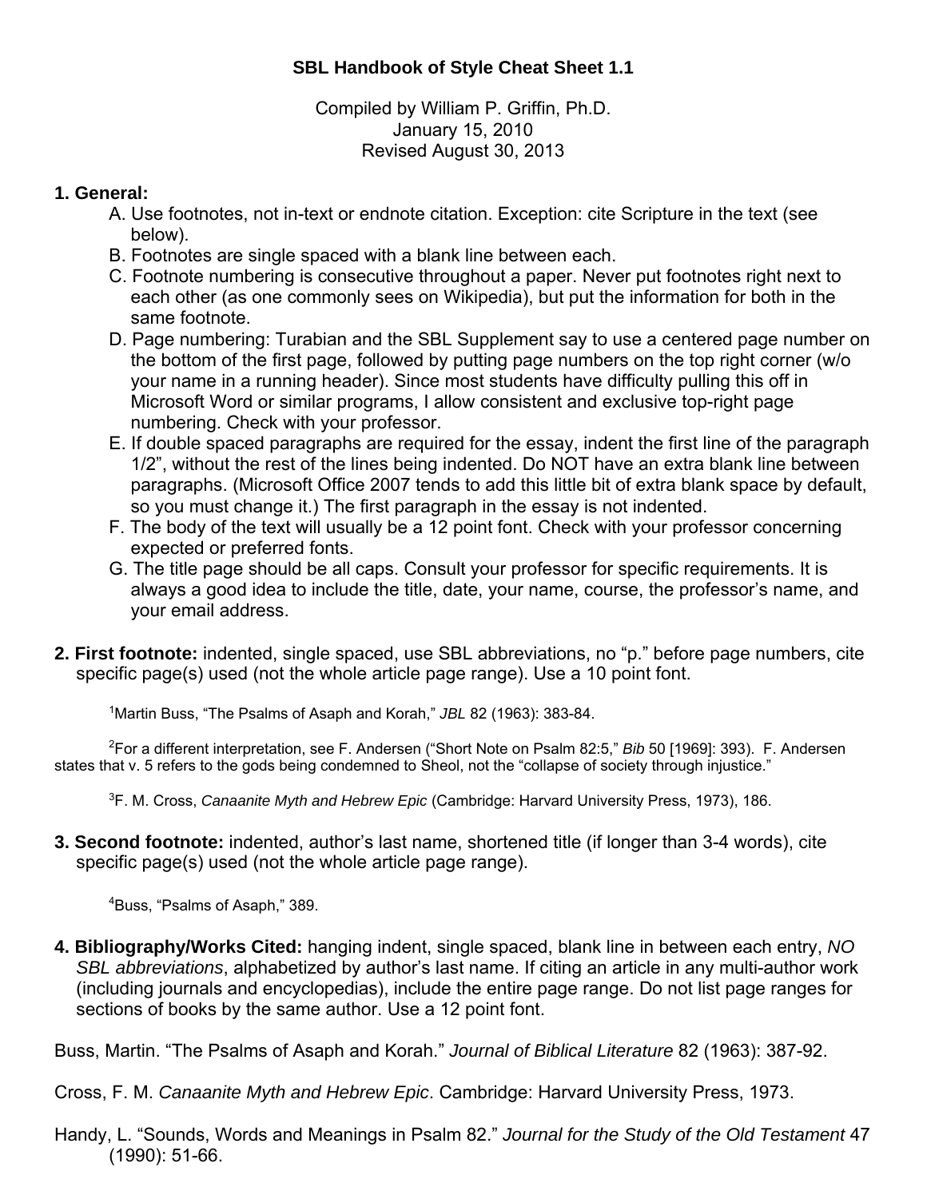# SBL Handbook of Style Cheat Sheet 1.1

Compiled by William P. Griffin, Ph.D.
January 15, 2010
Revised August 30, 2013

**1. General:**

A. Use footnotes, not in-text or endnote citation. Exception: cite Scripture in the text (see below).

B. Footnotes are single spaced with a blank line between each.

C. Footnote numbering is consecutive throughout a paper. Never put footnotes right next to each other (as one commonly sees on Wikipedia), but put the information for both in the same footnote.

D. Page numbering: Turabian and the SBL Supplement say to use a centered page number on the bottom of the first page, followed by putting page numbers on the top right corner (w/o your name in a running header). Since most students have difficulty pulling this off in Microsoft Word or similar programs, I allow consistent and exclusive top-right page numbering. Check with your professor.

E. If double spaced paragraphs are required for the essay, indent the first line of the paragraph 1/2", without the rest of the lines being indented. Do NOT have an extra blank line between paragraphs. (Microsoft Office 2007 tends to add this little bit of extra blank space by default, so you must change it.) The first paragraph in the essay is not indented.

F. The body of the text will usually be a 12 point font. Check with your professor concerning expected or preferred fonts.

G. The title page should be all caps. Consult your professor for specific requirements. It is always a good idea to include the title, date, your name, course, the professor's name, and your email address.

**2. First footnote:** indented, single spaced, use SBL abbreviations, no "p." before page numbers, cite specific page(s) used (not the whole article page range). Use a 10 point font.

[1]Martin Buss, "The Psalms of Asaph and Korah," *JBL* 82 (1963): 383-84.

[2]For a different interpretation, see F. Andersen ("Short Note on Psalm 82:5," *Bib* 50 [1969]: 393). F. Andersen states that v. 5 refers to the gods being condemned to Sheol, not the "collapse of society through injustice."

[3]F. M. Cross, *Canaanite Myth and Hebrew Epic* (Cambridge: Harvard University Press, 1973), 186.

**3. Second footnote:** indented, author's last name, shortened title (if longer than 3-4 words), cite specific page(s) used (not the whole article page range).

[4]Buss, "Psalms of Asaph," 389.

**4. Bibliography/Works Cited:** hanging indent, single spaced, blank line in between each entry, *NO SBL abbreviations*, alphabetized by author's last name. If citing an article in any multi-author work (including journals and encyclopedias), include the entire page range. Do not list page ranges for sections of books by the same author. Use a 12 point font.

Buss, Martin. "The Psalms of Asaph and Korah." *Journal of Biblical Literature* 82 (1963): 387-92.

Cross, F. M. *Canaanite Myth and Hebrew Epic*. Cambridge: Harvard University Press, 1973.

Handy, L. "Sounds, Words and Meanings in Psalm 82." *Journal for the Study of the Old Testament* 47 (1990): 51-66.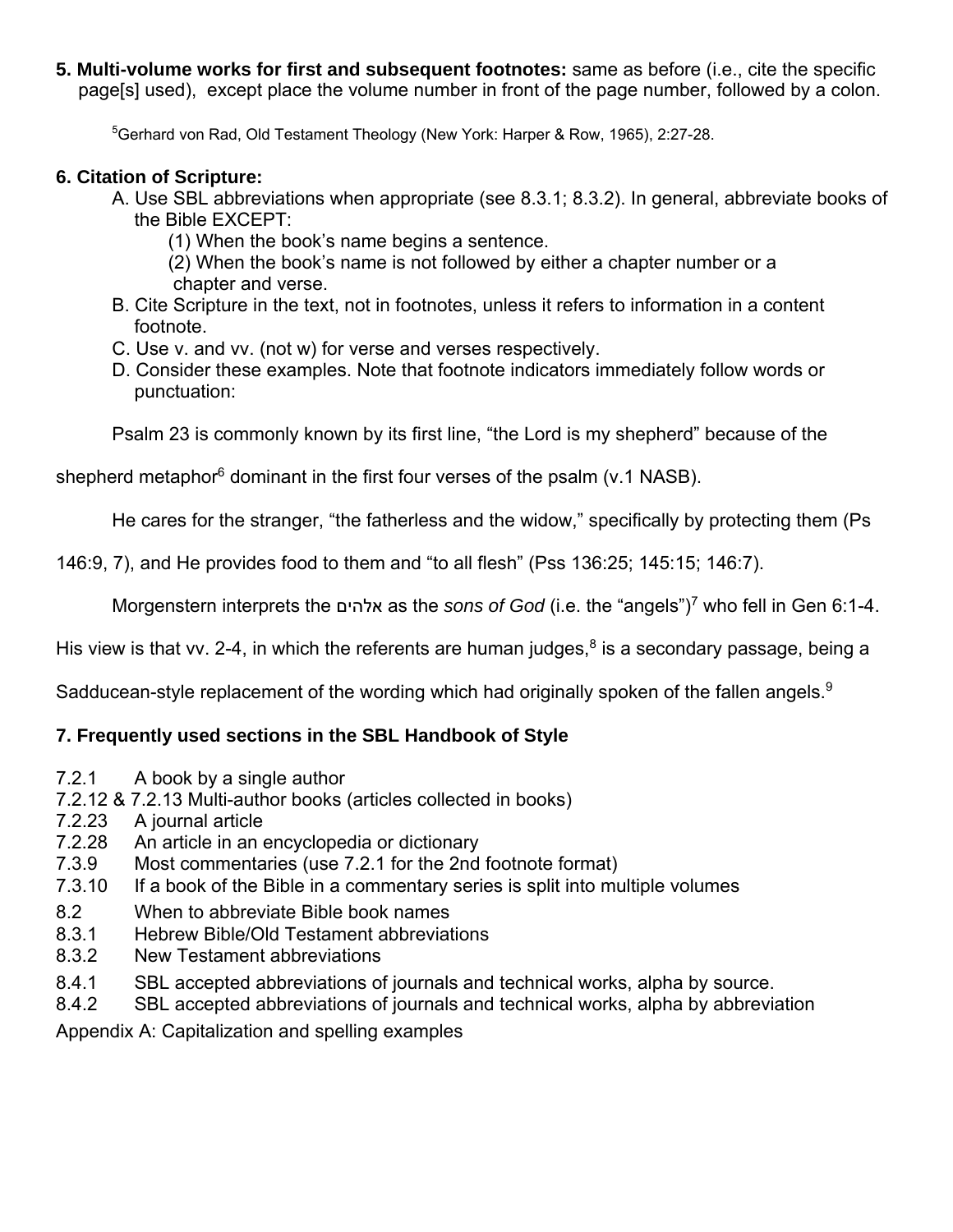**5. Multi-volume works for first and subsequent footnotes:** same as before (i.e., cite the specific page[s] used), except place the volume number in front of the page number, followed by a colon.

[5]Gerhard von Rad, Old Testament Theology (New York: Harper & Row, 1965), 2:27-28.

**6. Citation of Scripture:**

A. Use SBL abbreviations when appropriate (see 8.3.1; 8.3.2). In general, abbreviate books of the Bible EXCEPT:

(1) When the book's name begins a sentence.

(2) When the book's name is not followed by either a chapter number or a chapter and verse.

B. Cite Scripture in the text, not in footnotes, unless it refers to information in a content footnote.

C. Use v. and vv. (not w) for verse and verses respectively.

D. Consider these examples. Note that footnote indicators immediately follow words or punctuation:

Psalm 23 is commonly known by its first line, "the Lord is my shepherd" because of the shepherd metaphor[6] dominant in the first four verses of the psalm (v.1 NASB).

He cares for the stranger, "the fatherless and the widow," specifically by protecting them (Ps 146:9, 7), and He provides food to them and "to all flesh" (Pss 136:25; 145:15; 146:7).

Morgenstern interprets the אלהים as the *sons of God* (i.e. the "angels")[7] who fell in Gen 6:1-4. His view is that vv. 2-4, in which the referents are human judges,[8] is a secondary passage, being a Sadducean-style replacement of the wording which had originally spoken of the fallen angels.[9]

**7. Frequently used sections in the SBL Handbook of Style**

7.2.1 A book by a single author
7.2.12 & 7.2.13 Multi-author books (articles collected in books)
7.2.23 A journal article
7.2.28 An article in an encyclopedia or dictionary
7.3.9 Most commentaries (use 7.2.1 for the 2nd footnote format)
7.3.10 If a book of the Bible in a commentary series is split into multiple volumes
8.2 When to abbreviate Bible book names
8.3.1 Hebrew Bible/Old Testament abbreviations
8.3.2 New Testament abbreviations
8.4.1 SBL accepted abbreviations of journals and technical works, alpha by source.
8.4.2 SBL accepted abbreviations of journals and technical works, alpha by abbreviation
Appendix A: Capitalization and spelling examples